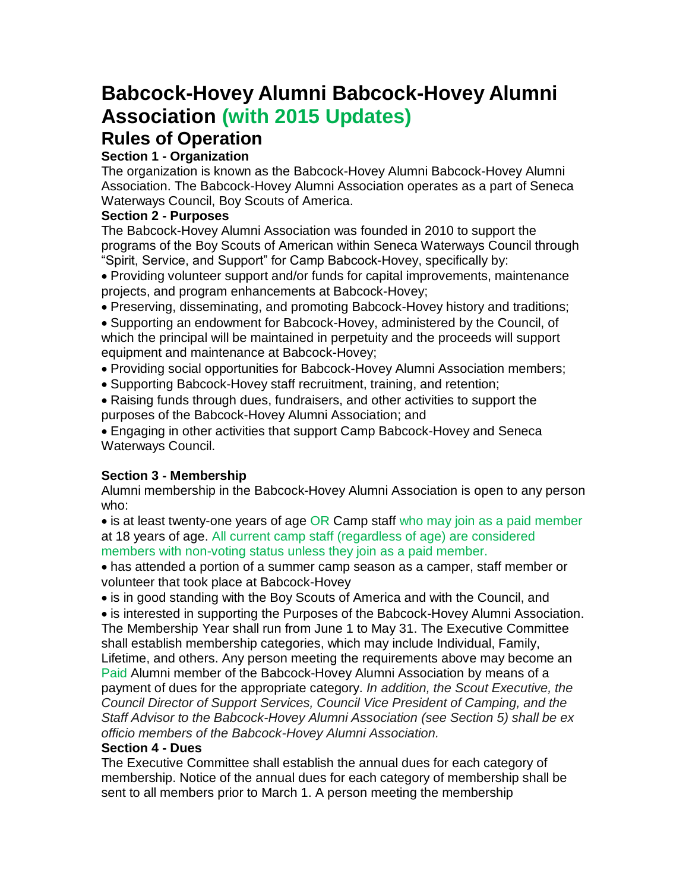# Babcock-Hovey Alumni Babcock-Hovey Alumni Association (with 2015 Updates)

# Rules of Operation

**Section 1 - Organization**

The organization is known as the Babcock-Hovey Alumni Babcock-Hovey Alumni Association. The Babcock-Hovey Alumni Association operates as a part of Seneca Waterways Council, Boy Scouts of America.

**Section 2 - Purposes**

The Babcock-Hovey Alumni Association was founded in 2010 to support the programs of the Boy Scouts of American within Seneca Waterways Council through "Spirit, Service, and Support" for Camp Babcock-Hovey, specifically by:

- Providing volunteer support and/or funds for capital improvements, maintenance projects, and program enhancements at Babcock-Hovey;
- Preserving, disseminating, and promoting Babcock-Hovey history and traditions;
- Supporting an endowment for Babcock-Hovey, administered by the Council, of which the principal will be maintained in perpetuity and the proceeds will support equipment and maintenance at Babcock-Hovey;
- Providing social opportunities for Babcock-Hovey Alumni Association members;
- Supporting Babcock-Hovey staff recruitment, training, and retention;
- Raising funds through dues, fundraisers, and other activities to support the purposes of the Babcock-Hovey Alumni Association; and
- Engaging in other activities that support Camp Babcock-Hovey and Seneca Waterways Council.

**Section 3 - Membership**

Alumni membership in the Babcock-Hovey Alumni Association is open to any person who:

- is at least twenty-one years of age OR Camp staff who may join as a paid member at 18 years of age. All current camp staff (regardless of age) are considered members with non-voting status unless they join as a paid member.
- has attended a portion of a summer camp season as a camper, staff member or volunteer that took place at Babcock-Hovey
- is in good standing with the Boy Scouts of America and with the Council, and
- is interested in supporting the Purposes of the Babcock-Hovey Alumni Association.

The Membership Year shall run from June 1 to May 31. The Executive Committee shall establish membership categories, which may include Individual, Family, Lifetime, and others. Any person meeting the requirements above may become an Paid Alumni member of the Babcock-Hovey Alumni Association by means of a payment of dues for the appropriate category. *In addition, the Scout Executive, the Council Director of Support Services, Council Vice President of Camping, and the Staff Advisor to the Babcock-Hovey Alumni Association (see Section 5) shall be ex officio members of the Babcock-Hovey Alumni Association.*

**Section 4 - Dues**

The Executive Committee shall establish the annual dues for each category of membership. Notice of the annual dues for each category of membership shall be sent to all members prior to March 1. A person meeting the membership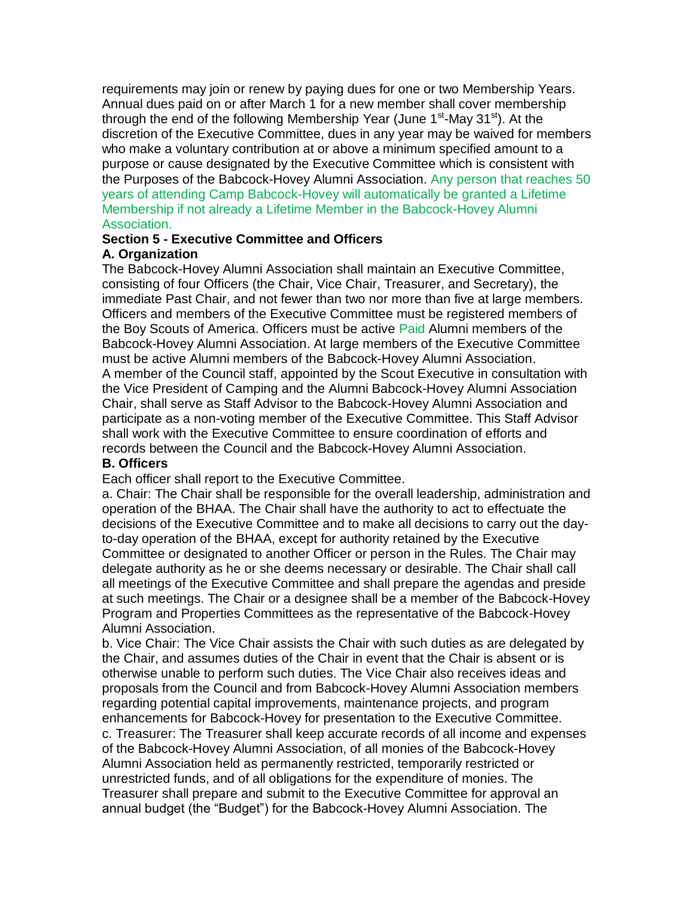requirements may join or renew by paying dues for one or two Membership Years. Annual dues paid on or after March 1 for a new member shall cover membership through the end of the following Membership Year (June 1st-May 31st). At the discretion of the Executive Committee, dues in any year may be waived for members who make a voluntary contribution at or above a minimum specified amount to a purpose or cause designated by the Executive Committee which is consistent with the Purposes of the Babcock-Hovey Alumni Association. Any person that reaches 50 years of attending Camp Babcock-Hovey will automatically be granted a Lifetime Membership if not already a Lifetime Member in the Babcock-Hovey Alumni Association.

**Section 5 - Executive Committee and Officers**

**A. Organization**

The Babcock-Hovey Alumni Association shall maintain an Executive Committee, consisting of four Officers (the Chair, Vice Chair, Treasurer, and Secretary), the immediate Past Chair, and not fewer than two nor more than five at large members. Officers and members of the Executive Committee must be registered members of the Boy Scouts of America. Officers must be active Paid Alumni members of the Babcock-Hovey Alumni Association. At large members of the Executive Committee must be active Alumni members of the Babcock-Hovey Alumni Association.

A member of the Council staff, appointed by the Scout Executive in consultation with the Vice President of Camping and the Alumni Babcock-Hovey Alumni Association Chair, shall serve as Staff Advisor to the Babcock-Hovey Alumni Association and participate as a non-voting member of the Executive Committee. This Staff Advisor shall work with the Executive Committee to ensure coordination of efforts and records between the Council and the Babcock-Hovey Alumni Association.

**B. Officers**

Each officer shall report to the Executive Committee.

a. Chair: The Chair shall be responsible for the overall leadership, administration and operation of the BHAA. The Chair shall have the authority to act to effectuate the decisions of the Executive Committee and to make all decisions to carry out the day-to-day operation of the BHAA, except for authority retained by the Executive Committee or designated to another Officer or person in the Rules. The Chair may delegate authority as he or she deems necessary or desirable. The Chair shall call all meetings of the Executive Committee and shall prepare the agendas and preside at such meetings. The Chair or a designee shall be a member of the Babcock-Hovey Program and Properties Committees as the representative of the Babcock-Hovey Alumni Association.

b. Vice Chair: The Vice Chair assists the Chair with such duties as are delegated by the Chair, and assumes duties of the Chair in event that the Chair is absent or is otherwise unable to perform such duties. The Vice Chair also receives ideas and proposals from the Council and from Babcock-Hovey Alumni Association members regarding potential capital improvements, maintenance projects, and program enhancements for Babcock-Hovey for presentation to the Executive Committee.

c. Treasurer: The Treasurer shall keep accurate records of all income and expenses of the Babcock-Hovey Alumni Association, of all monies of the Babcock-Hovey Alumni Association held as permanently restricted, temporarily restricted or unrestricted funds, and of all obligations for the expenditure of monies. The Treasurer shall prepare and submit to the Executive Committee for approval an annual budget (the "Budget") for the Babcock-Hovey Alumni Association. The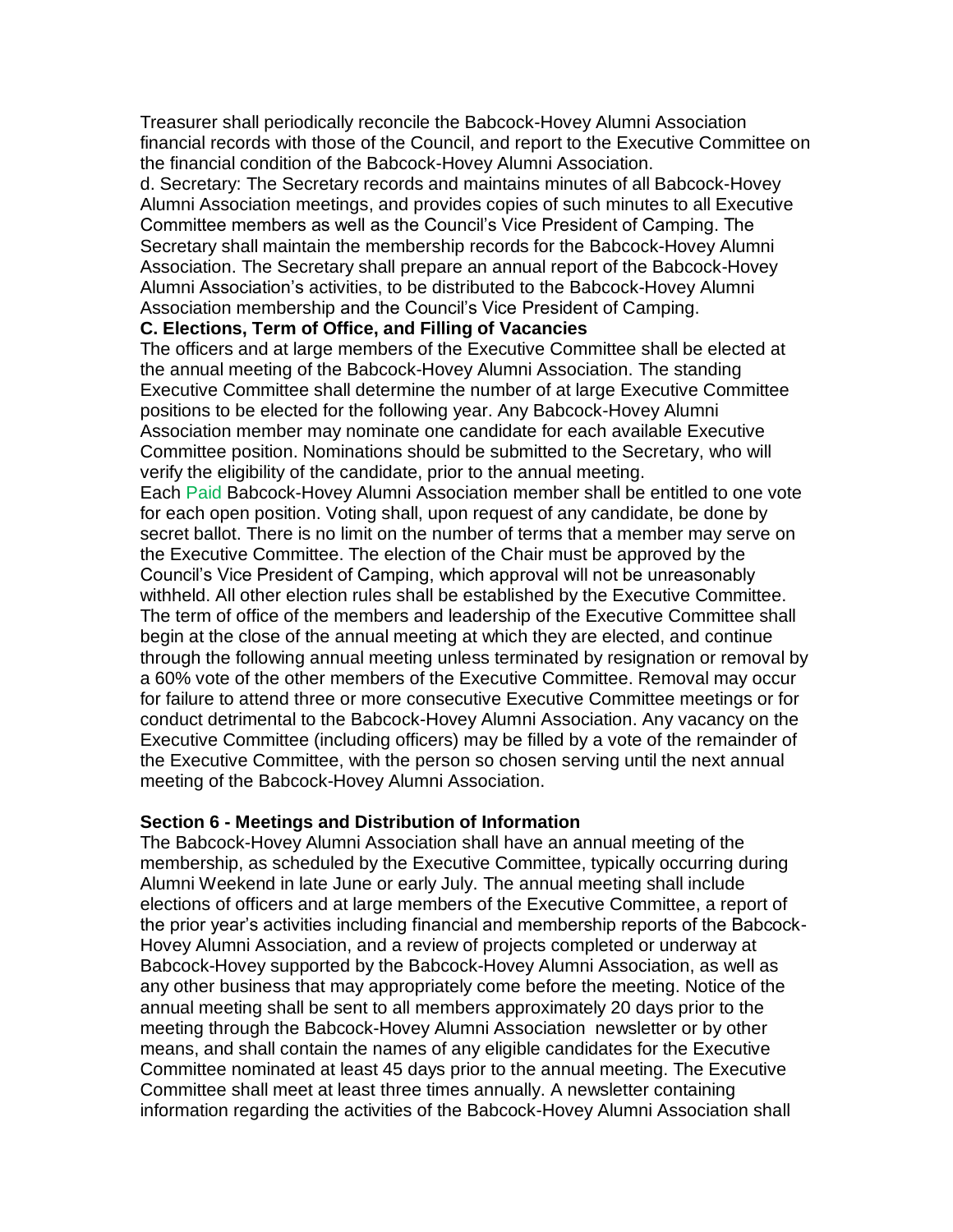Treasurer shall periodically reconcile the Babcock-Hovey Alumni Association financial records with those of the Council, and report to the Executive Committee on the financial condition of the Babcock-Hovey Alumni Association.

d. Secretary: The Secretary records and maintains minutes of all Babcock-Hovey Alumni Association meetings, and provides copies of such minutes to all Executive Committee members as well as the Council's Vice President of Camping. The Secretary shall maintain the membership records for the Babcock-Hovey Alumni Association. The Secretary shall prepare an annual report of the Babcock-Hovey Alumni Association's activities, to be distributed to the Babcock-Hovey Alumni Association membership and the Council's Vice President of Camping.

**C. Elections, Term of Office, and Filling of Vacancies**

The officers and at large members of the Executive Committee shall be elected at the annual meeting of the Babcock-Hovey Alumni Association. The standing Executive Committee shall determine the number of at large Executive Committee positions to be elected for the following year. Any Babcock-Hovey Alumni Association member may nominate one candidate for each available Executive Committee position. Nominations should be submitted to the Secretary, who will verify the eligibility of the candidate, prior to the annual meeting.

Each Paid Babcock-Hovey Alumni Association member shall be entitled to one vote for each open position. Voting shall, upon request of any candidate, be done by secret ballot. There is no limit on the number of terms that a member may serve on the Executive Committee. The election of the Chair must be approved by the Council's Vice President of Camping, which approval will not be unreasonably withheld. All other election rules shall be established by the Executive Committee. The term of office of the members and leadership of the Executive Committee shall begin at the close of the annual meeting at which they are elected, and continue through the following annual meeting unless terminated by resignation or removal by a 60% vote of the other members of the Executive Committee. Removal may occur for failure to attend three or more consecutive Executive Committee meetings or for conduct detrimental to the Babcock-Hovey Alumni Association. Any vacancy on the Executive Committee (including officers) may be filled by a vote of the remainder of the Executive Committee, with the person so chosen serving until the next annual meeting of the Babcock-Hovey Alumni Association.

**Section 6 - Meetings and Distribution of Information**

The Babcock-Hovey Alumni Association shall have an annual meeting of the membership, as scheduled by the Executive Committee, typically occurring during Alumni Weekend in late June or early July. The annual meeting shall include elections of officers and at large members of the Executive Committee, a report of the prior year's activities including financial and membership reports of the Babcock-Hovey Alumni Association, and a review of projects completed or underway at Babcock-Hovey supported by the Babcock-Hovey Alumni Association, as well as any other business that may appropriately come before the meeting. Notice of the annual meeting shall be sent to all members approximately 20 days prior to the meeting through the Babcock-Hovey Alumni Association newsletter or by other means, and shall contain the names of any eligible candidates for the Executive Committee nominated at least 45 days prior to the annual meeting. The Executive Committee shall meet at least three times annually. A newsletter containing information regarding the activities of the Babcock-Hovey Alumni Association shall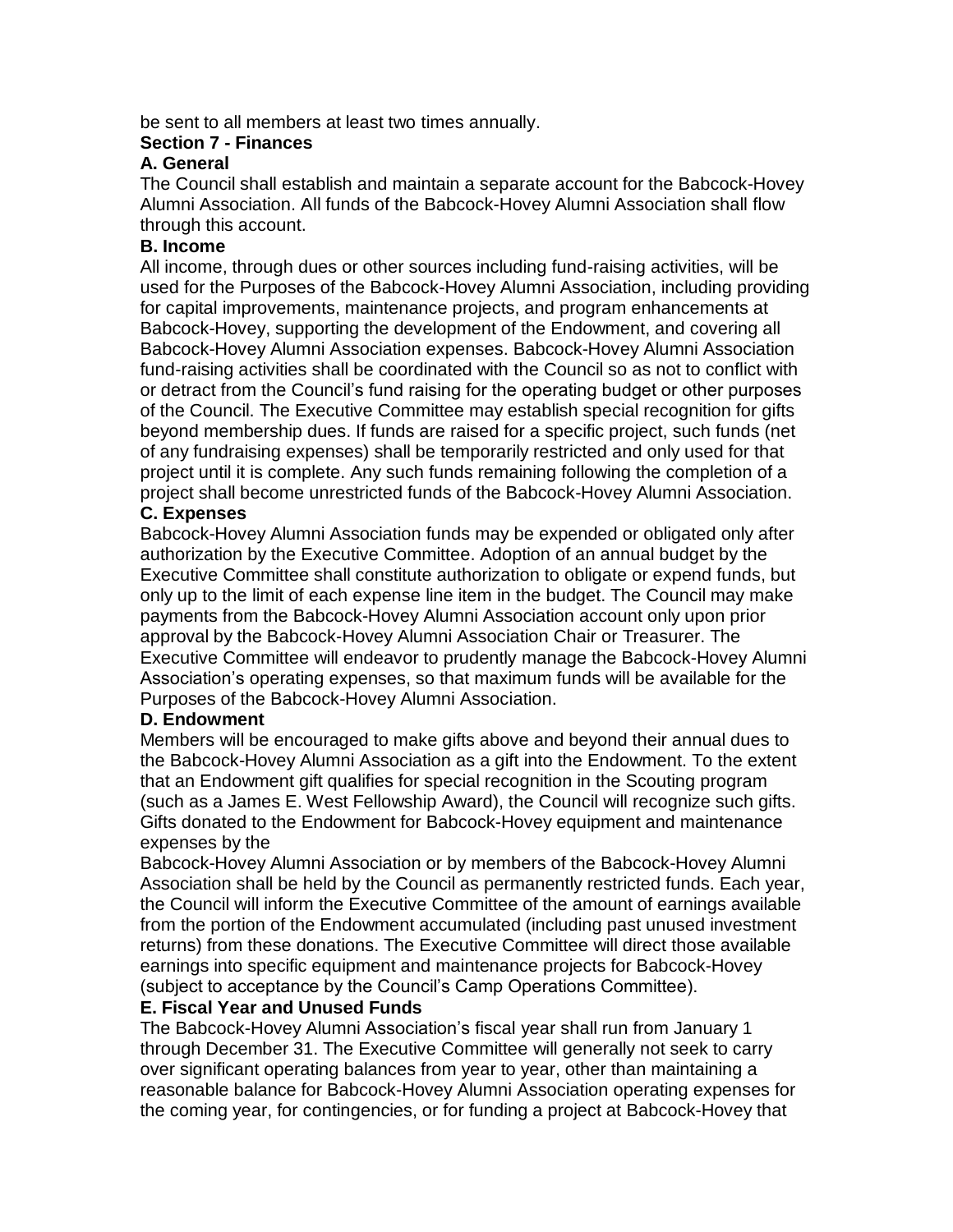be sent to all members at least two times annually.

## Section 7 - Finances

### A. General

The Council shall establish and maintain a separate account for the Babcock-Hovey Alumni Association. All funds of the Babcock-Hovey Alumni Association shall flow through this account.

### B. Income

All income, through dues or other sources including fund-raising activities, will be used for the Purposes of the Babcock-Hovey Alumni Association, including providing for capital improvements, maintenance projects, and program enhancements at Babcock-Hovey, supporting the development of the Endowment, and covering all Babcock-Hovey Alumni Association expenses. Babcock-Hovey Alumni Association fund-raising activities shall be coordinated with the Council so as not to conflict with or detract from the Council's fund raising for the operating budget or other purposes of the Council. The Executive Committee may establish special recognition for gifts beyond membership dues. If funds are raised for a specific project, such funds (net of any fundraising expenses) shall be temporarily restricted and only used for that project until it is complete. Any such funds remaining following the completion of a project shall become unrestricted funds of the Babcock-Hovey Alumni Association.

### C. Expenses

Babcock-Hovey Alumni Association funds may be expended or obligated only after authorization by the Executive Committee. Adoption of an annual budget by the Executive Committee shall constitute authorization to obligate or expend funds, but only up to the limit of each expense line item in the budget. The Council may make payments from the Babcock-Hovey Alumni Association account only upon prior approval by the Babcock-Hovey Alumni Association Chair or Treasurer. The Executive Committee will endeavor to prudently manage the Babcock-Hovey Alumni Association's operating expenses, so that maximum funds will be available for the Purposes of the Babcock-Hovey Alumni Association.

### D. Endowment

Members will be encouraged to make gifts above and beyond their annual dues to the Babcock-Hovey Alumni Association as a gift into the Endowment. To the extent that an Endowment gift qualifies for special recognition in the Scouting program (such as a James E. West Fellowship Award), the Council will recognize such gifts. Gifts donated to the Endowment for Babcock-Hovey equipment and maintenance expenses by the Babcock-Hovey Alumni Association or by members of the Babcock-Hovey Alumni Association shall be held by the Council as permanently restricted funds. Each year, the Council will inform the Executive Committee of the amount of earnings available from the portion of the Endowment accumulated (including past unused investment returns) from these donations. The Executive Committee will direct those available earnings into specific equipment and maintenance projects for Babcock-Hovey (subject to acceptance by the Council's Camp Operations Committee).

### E. Fiscal Year and Unused Funds

The Babcock-Hovey Alumni Association's fiscal year shall run from January 1 through December 31. The Executive Committee will generally not seek to carry over significant operating balances from year to year, other than maintaining a reasonable balance for Babcock-Hovey Alumni Association operating expenses for the coming year, for contingencies, or for funding a project at Babcock-Hovey that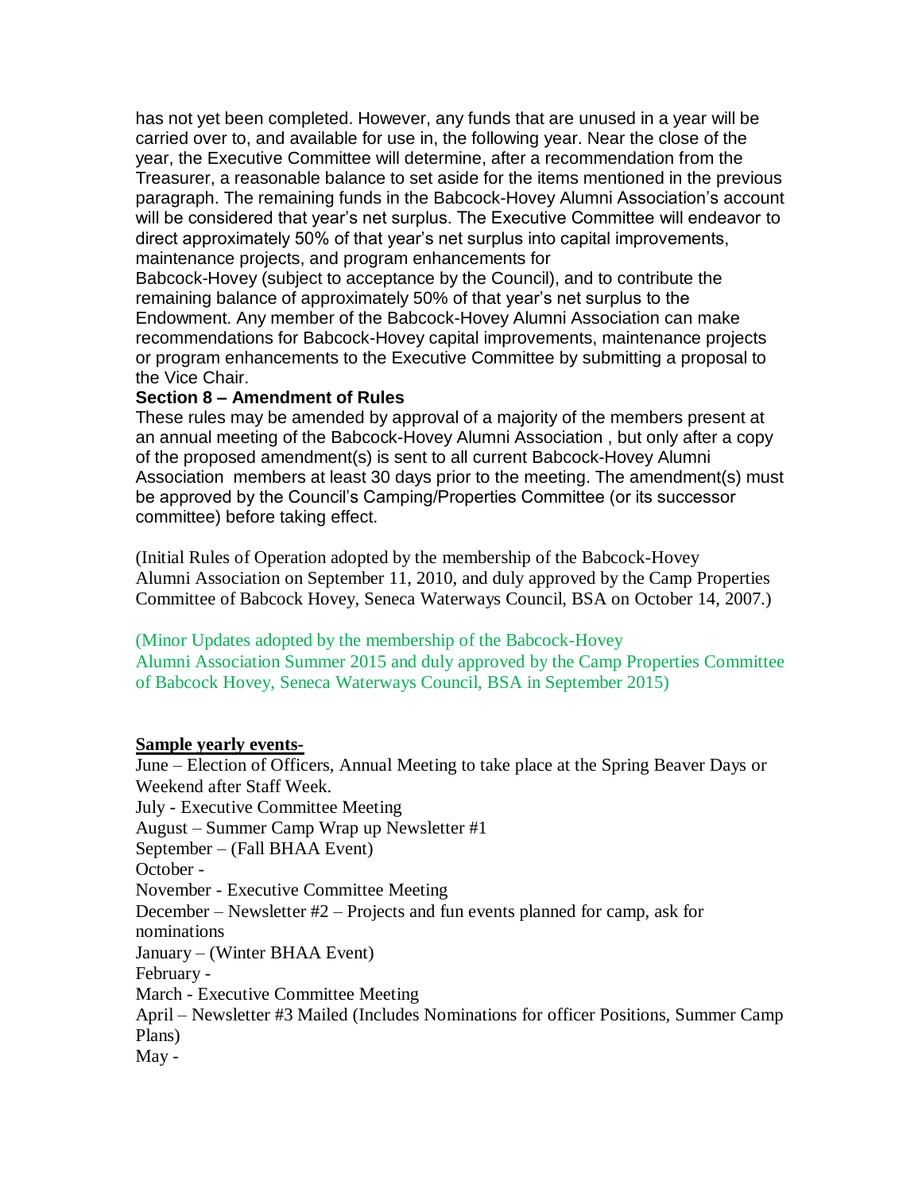has not yet been completed. However, any funds that are unused in a year will be carried over to, and available for use in, the following year. Near the close of the year, the Executive Committee will determine, after a recommendation from the Treasurer, a reasonable balance to set aside for the items mentioned in the previous paragraph. The remaining funds in the Babcock-Hovey Alumni Association's account will be considered that year's net surplus. The Executive Committee will endeavor to direct approximately 50% of that year's net surplus into capital improvements, maintenance projects, and program enhancements for Babcock-Hovey (subject to acceptance by the Council), and to contribute the remaining balance of approximately 50% of that year's net surplus to the Endowment. Any member of the Babcock-Hovey Alumni Association can make recommendations for Babcock-Hovey capital improvements, maintenance projects or program enhancements to the Executive Committee by submitting a proposal to the Vice Chair.

**Section 8 – Amendment of Rules**

These rules may be amended by approval of a majority of the members present at an annual meeting of the Babcock-Hovey Alumni Association , but only after a copy of the proposed amendment(s) is sent to all current Babcock-Hovey Alumni Association members at least 30 days prior to the meeting. The amendment(s) must be approved by the Council's Camping/Properties Committee (or its successor committee) before taking effect.

(Initial Rules of Operation adopted by the membership of the Babcock-Hovey Alumni Association on September 11, 2010, and duly approved by the Camp Properties Committee of Babcock Hovey, Seneca Waterways Council, BSA on October 14, 2007.)

(Minor Updates adopted by the membership of the Babcock-Hovey Alumni Association Summer 2015 and duly approved by the Camp Properties Committee of Babcock Hovey, Seneca Waterways Council, BSA in September 2015)

**Sample yearly events-**

June – Election of Officers, Annual Meeting to take place at the Spring Beaver Days or Weekend after Staff Week.
July - Executive Committee Meeting
August – Summer Camp Wrap up Newsletter #1
September – (Fall BHAA Event)
October -
November - Executive Committee Meeting
December – Newsletter #2 – Projects and fun events planned for camp, ask for nominations
January – (Winter BHAA Event)
February -
March - Executive Committee Meeting
April – Newsletter #3 Mailed (Includes Nominations for officer Positions, Summer Camp Plans)
May -